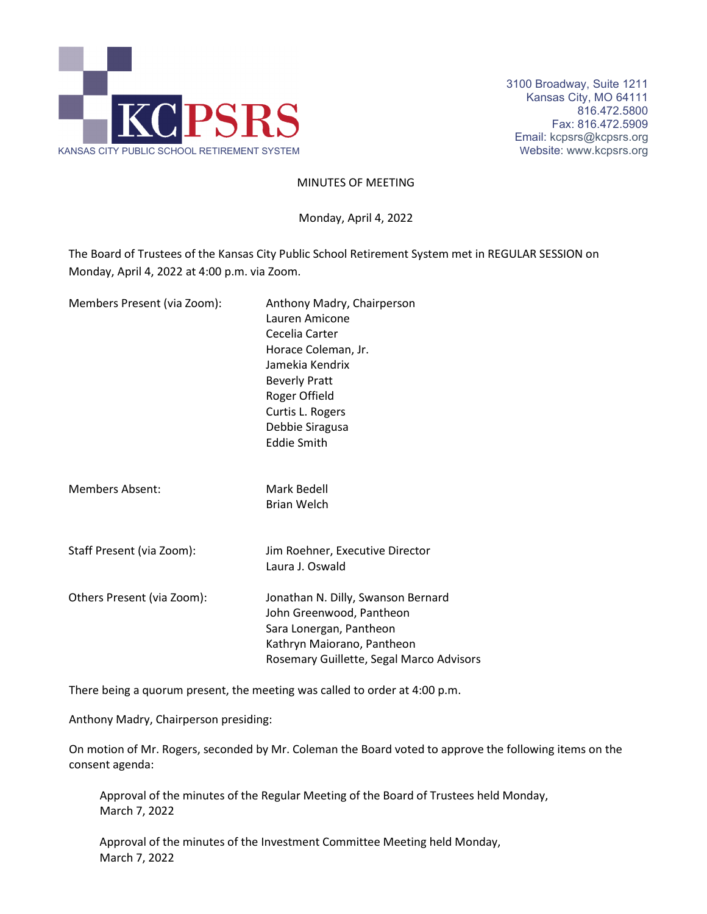KCPSRS

KANSAS CITY PUBLIC SCHOOL RETIREMENT SYSTEM

3100 Broadway, Suite 1211
Kansas City, MO 64111
816.472.5800
Fax: 816.472.5909
Email: kcpsrs@kcpsrs.org
Website: www.kcpsrs.org

# MINUTES OF MEETING

Monday, April 4, 2022

The Board of Trustees of the Kansas City Public School Retirement System met in REGULAR SESSION on Monday, April 4, 2022 at 4:00 p.m. via Zoom.

| | |
|---|---|
| Members Present (via Zoom): | Anthony Madry, Chairperson<br>Lauren Amicone<br>Cecelia Carter<br>Horace Coleman, Jr.<br>Jamekia Kendrix<br>Beverly Pratt<br>Roger Offield<br>Curtis L. Rogers<br>Debbie Siragusa<br>Eddie Smith |
| Members Absent: | Mark Bedell<br>Brian Welch |
| Staff Present (via Zoom): | Jim Roehner, Executive Director<br>Laura J. Oswald |
| Others Present (via Zoom): | Jonathan N. Dilly, Swanson Bernard<br>John Greenwood, Pantheon<br>Sara Lonergan, Pantheon<br>Kathryn Maiorano, Pantheon<br>Rosemary Guillette, Segal Marco Advisors |

There being a quorum present, the meeting was called to order at 4:00 p.m.

Anthony Madry, Chairperson presiding:

On motion of Mr. Rogers, seconded by Mr. Coleman the Board voted to approve the following items on the consent agenda:

> Approval of the minutes of the Regular Meeting of the Board of Trustees held Monday, March 7, 2022
>
> Approval of the minutes of the Investment Committee Meeting held Monday, March 7, 2022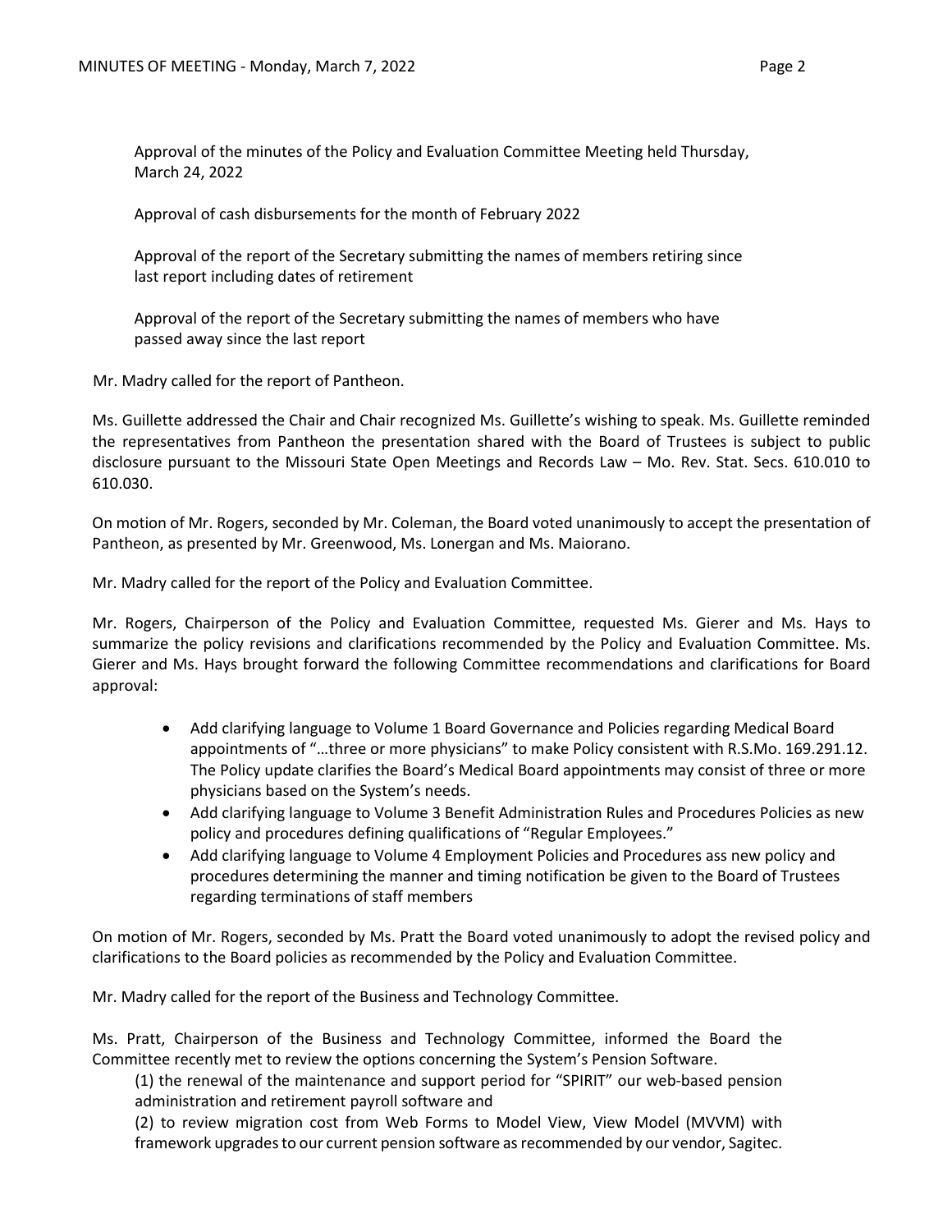Approval of the minutes of the Policy and Evaluation Committee Meeting held Thursday, March 24, 2022

Approval of cash disbursements for the month of February 2022

Approval of the report of the Secretary submitting the names of members retiring since last report including dates of retirement

Approval of the report of the Secretary submitting the names of members who have passed away since the last report

Mr. Madry called for the report of Pantheon.

Ms. Guillette addressed the Chair and Chair recognized Ms. Guillette's wishing to speak. Ms. Guillette reminded the representatives from Pantheon the presentation shared with the Board of Trustees is subject to public disclosure pursuant to the Missouri State Open Meetings and Records Law – Mo. Rev. Stat. Secs. 610.010 to 610.030.

On motion of Mr. Rogers, seconded by Mr. Coleman, the Board voted unanimously to accept the presentation of Pantheon, as presented by Mr. Greenwood, Ms. Lonergan and Ms. Maiorano.

Mr. Madry called for the report of the Policy and Evaluation Committee.

Mr. Rogers, Chairperson of the Policy and Evaluation Committee, requested Ms. Gierer and Ms. Hays to summarize the policy revisions and clarifications recommended by the Policy and Evaluation Committee. Ms. Gierer and Ms. Hays brought forward the following Committee recommendations and clarifications for Board approval:

- Add clarifying language to Volume 1 Board Governance and Policies regarding Medical Board appointments of "…three or more physicians" to make Policy consistent with R.S.Mo. 169.291.12. The Policy update clarifies the Board's Medical Board appointments may consist of three or more physicians based on the System's needs.
- Add clarifying language to Volume 3 Benefit Administration Rules and Procedures Policies as new policy and procedures defining qualifications of "Regular Employees."
- Add clarifying language to Volume 4 Employment Policies and Procedures ass new policy and procedures determining the manner and timing notification be given to the Board of Trustees regarding terminations of staff members

On motion of Mr. Rogers, seconded by Ms. Pratt the Board voted unanimously to adopt the revised policy and clarifications to the Board policies as recommended by the Policy and Evaluation Committee.

Mr. Madry called for the report of the Business and Technology Committee.

Ms. Pratt, Chairperson of the Business and Technology Committee, informed the Board the Committee recently met to review the options concerning the System's Pension Software.

(1) the renewal of the maintenance and support period for "SPIRIT" our web-based pension administration and retirement payroll software and

(2) to review migration cost from Web Forms to Model View, View Model (MVVM) with framework upgrades to our current pension software as recommended by our vendor, Sagitec.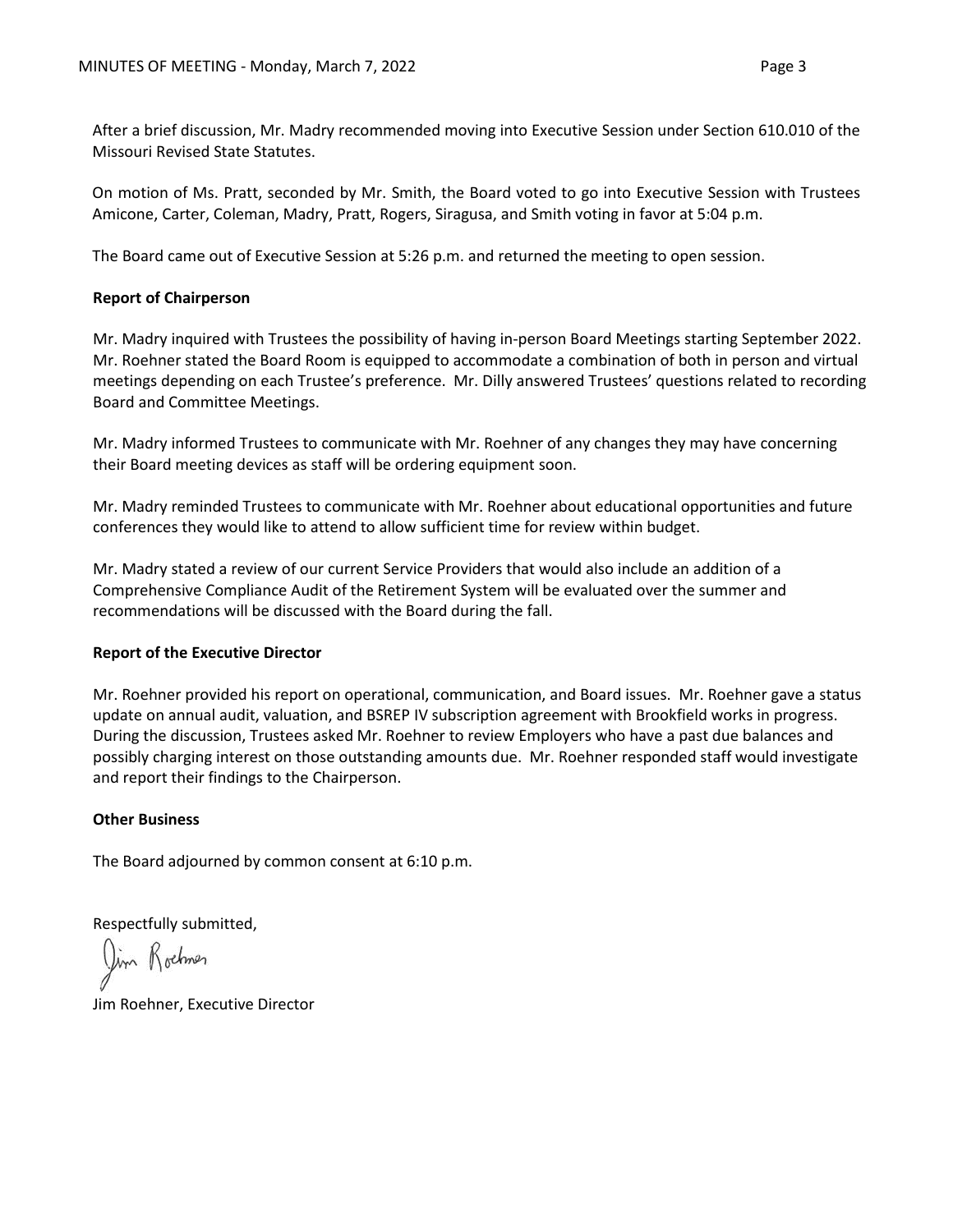After a brief discussion, Mr. Madry recommended moving into Executive Session under Section 610.010 of the Missouri Revised State Statutes.

On motion of Ms. Pratt, seconded by Mr. Smith, the Board voted to go into Executive Session with Trustees Amicone, Carter, Coleman, Madry, Pratt, Rogers, Siragusa, and Smith voting in favor at 5:04 p.m.

The Board came out of Executive Session at 5:26 p.m. and returned the meeting to open session.

**Report of Chairperson**

Mr. Madry inquired with Trustees the possibility of having in-person Board Meetings starting September 2022. Mr. Roehner stated the Board Room is equipped to accommodate a combination of both in person and virtual meetings depending on each Trustee's preference. Mr. Dilly answered Trustees' questions related to recording Board and Committee Meetings.

Mr. Madry informed Trustees to communicate with Mr. Roehner of any changes they may have concerning their Board meeting devices as staff will be ordering equipment soon.

Mr. Madry reminded Trustees to communicate with Mr. Roehner about educational opportunities and future conferences they would like to attend to allow sufficient time for review within budget.

Mr. Madry stated a review of our current Service Providers that would also include an addition of a Comprehensive Compliance Audit of the Retirement System will be evaluated over the summer and recommendations will be discussed with the Board during the fall.

**Report of the Executive Director**

Mr. Roehner provided his report on operational, communication, and Board issues. Mr. Roehner gave a status update on annual audit, valuation, and BSREP IV subscription agreement with Brookfield works in progress. During the discussion, Trustees asked Mr. Roehner to review Employers who have a past due balances and possibly charging interest on those outstanding amounts due. Mr. Roehner responded staff would investigate and report their findings to the Chairperson.

**Other Business**

The Board adjourned by common consent at 6:10 p.m.

Respectfully submitted,

Jim Roehner

Jim Roehner, Executive Director